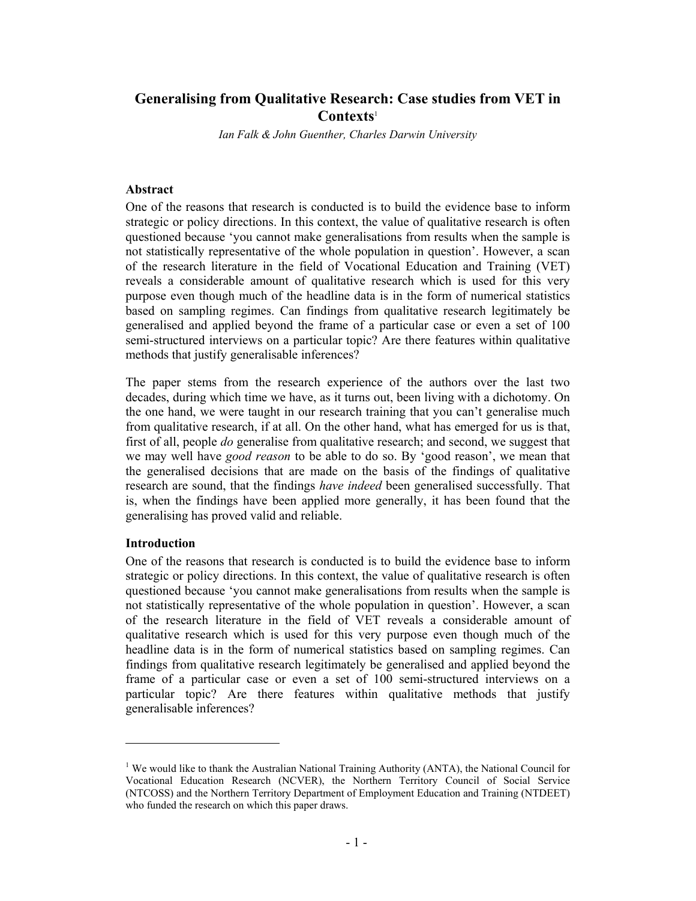# Generalising from Qualitative Research: Case studies from VET in Contexts[1]

*Ian Falk & John Guenther, Charles Darwin University*

## Abstract

One of the reasons that research is conducted is to build the evidence base to inform strategic or policy directions. In this context, the value of qualitative research is often questioned because 'you cannot make generalisations from results when the sample is not statistically representative of the whole population in question'. However, a scan of the research literature in the field of Vocational Education and Training (VET) reveals a considerable amount of qualitative research which is used for this very purpose even though much of the headline data is in the form of numerical statistics based on sampling regimes. Can findings from qualitative research legitimately be generalised and applied beyond the frame of a particular case or even a set of 100 semi-structured interviews on a particular topic? Are there features within qualitative methods that justify generalisable inferences?

The paper stems from the research experience of the authors over the last two decades, during which time we have, as it turns out, been living with a dichotomy. On the one hand, we were taught in our research training that you can't generalise much from qualitative research, if at all. On the other hand, what has emerged for us is that, first of all, people *do* generalise from qualitative research; and second, we suggest that we may well have *good reason* to be able to do so. By 'good reason', we mean that the generalised decisions that are made on the basis of the findings of qualitative research are sound, that the findings *have indeed* been generalised successfully. That is, when the findings have been applied more generally, it has been found that the generalising has proved valid and reliable.

## Introduction

One of the reasons that research is conducted is to build the evidence base to inform strategic or policy directions. In this context, the value of qualitative research is often questioned because 'you cannot make generalisations from results when the sample is not statistically representative of the whole population in question'. However, a scan of the research literature in the field of VET reveals a considerable amount of qualitative research which is used for this very purpose even though much of the headline data is in the form of numerical statistics based on sampling regimes. Can findings from qualitative research legitimately be generalised and applied beyond the frame of a particular case or even a set of 100 semi-structured interviews on a particular topic? Are there features within qualitative methods that justify generalisable inferences?

---

[1] We would like to thank the Australian National Training Authority (ANTA), the National Council for Vocational Education Research (NCVER), the Northern Territory Council of Social Service (NTCOSS) and the Northern Territory Department of Employment Education and Training (NTDEET) who funded the research on which this paper draws.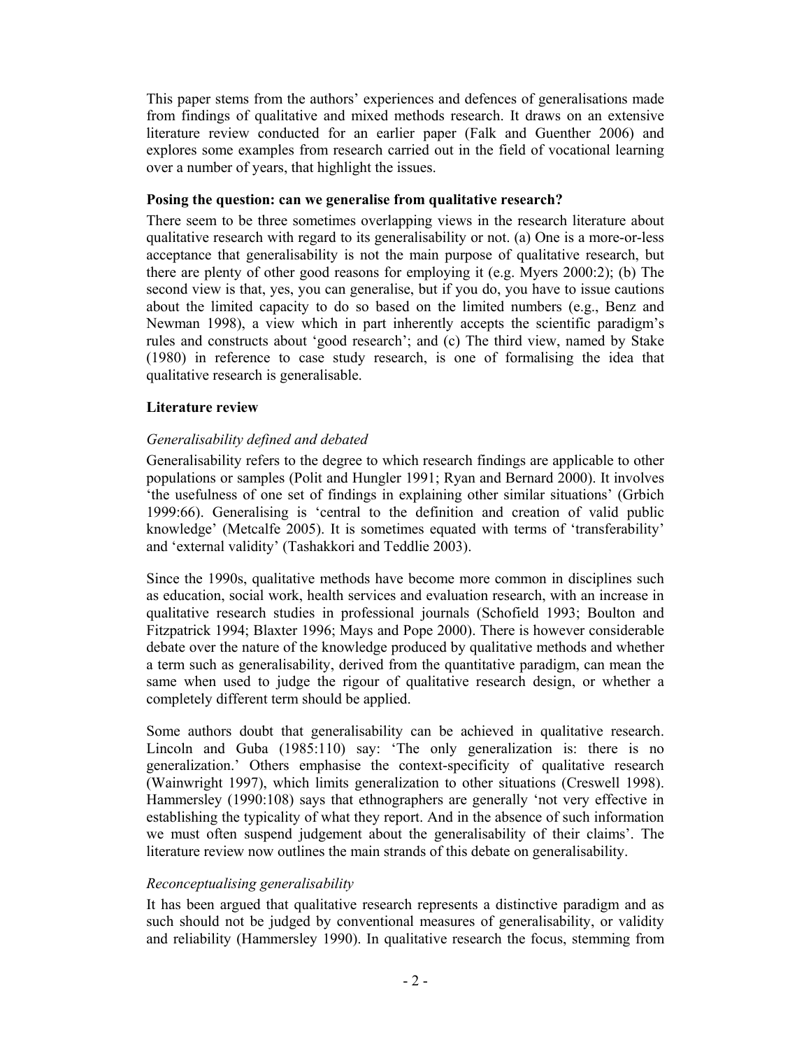This paper stems from the authors' experiences and defences of generalisations made from findings of qualitative and mixed methods research. It draws on an extensive literature review conducted for an earlier paper (Falk and Guenther 2006) and explores some examples from research carried out in the field of vocational learning over a number of years, that highlight the issues.

### Posing the question: can we generalise from qualitative research?

There seem to be three sometimes overlapping views in the research literature about qualitative research with regard to its generalisability or not. (a) One is a more-or-less acceptance that generalisability is not the main purpose of qualitative research, but there are plenty of other good reasons for employing it (e.g. Myers 2000:2); (b) The second view is that, yes, you can generalise, but if you do, you have to issue cautions about the limited capacity to do so based on the limited numbers (e.g., Benz and Newman 1998), a view which in part inherently accepts the scientific paradigm's rules and constructs about 'good research'; and (c) The third view, named by Stake (1980) in reference to case study research, is one of formalising the idea that qualitative research is generalisable.

### Literature review

#### *Generalisability defined and debated*

Generalisability refers to the degree to which research findings are applicable to other populations or samples (Polit and Hungler 1991; Ryan and Bernard 2000). It involves 'the usefulness of one set of findings in explaining other similar situations' (Grbich 1999:66). Generalising is 'central to the definition and creation of valid public knowledge' (Metcalfe 2005). It is sometimes equated with terms of 'transferability' and 'external validity' (Tashakkori and Teddlie 2003).

Since the 1990s, qualitative methods have become more common in disciplines such as education, social work, health services and evaluation research, with an increase in qualitative research studies in professional journals (Schofield 1993; Boulton and Fitzpatrick 1994; Blaxter 1996; Mays and Pope 2000). There is however considerable debate over the nature of the knowledge produced by qualitative methods and whether a term such as generalisability, derived from the quantitative paradigm, can mean the same when used to judge the rigour of qualitative research design, or whether a completely different term should be applied.

Some authors doubt that generalisability can be achieved in qualitative research. Lincoln and Guba (1985:110) say: 'The only generalization is: there is no generalization.' Others emphasise the context-specificity of qualitative research (Wainwright 1997), which limits generalization to other situations (Creswell 1998). Hammersley (1990:108) says that ethnographers are generally 'not very effective in establishing the typicality of what they report. And in the absence of such information we must often suspend judgement about the generalisability of their claims'. The literature review now outlines the main strands of this debate on generalisability.

#### *Reconceptualising generalisability*

It has been argued that qualitative research represents a distinctive paradigm and as such should not be judged by conventional measures of generalisability, or validity and reliability (Hammersley 1990). In qualitative research the focus, stemming from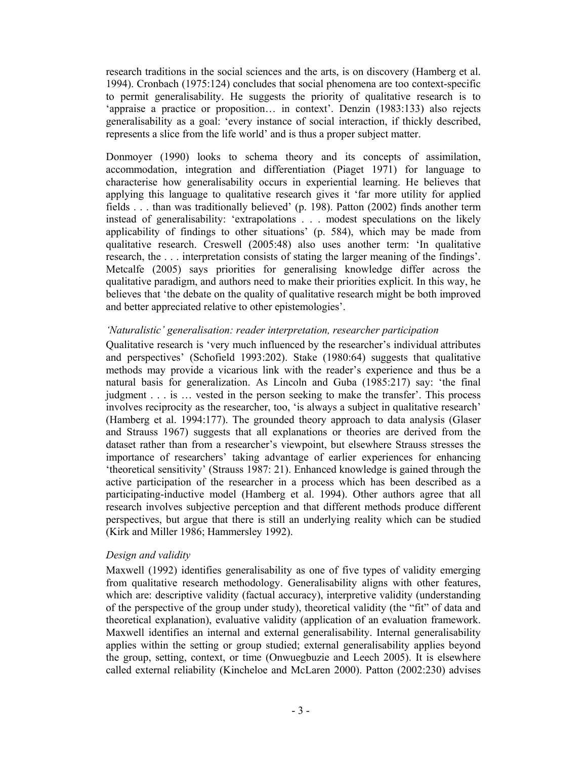research traditions in the social sciences and the arts, is on discovery (Hamberg et al. 1994). Cronbach (1975:124) concludes that social phenomena are too context-specific to permit generalisability. He suggests the priority of qualitative research is to 'appraise a practice or proposition… in context'. Denzin (1983:133) also rejects generalisability as a goal: 'every instance of social interaction, if thickly described, represents a slice from the life world' and is thus a proper subject matter.

Donmoyer (1990) looks to schema theory and its concepts of assimilation, accommodation, integration and differentiation (Piaget 1971) for language to characterise how generalisability occurs in experiential learning. He believes that applying this language to qualitative research gives it 'far more utility for applied fields . . . than was traditionally believed' (p. 198). Patton (2002) finds another term instead of generalisability: 'extrapolations . . . modest speculations on the likely applicability of findings to other situations' (p. 584), which may be made from qualitative research. Creswell (2005:48) also uses another term: 'In qualitative research, the . . . interpretation consists of stating the larger meaning of the findings'. Metcalfe (2005) says priorities for generalising knowledge differ across the qualitative paradigm, and authors need to make their priorities explicit. In this way, he believes that 'the debate on the quality of qualitative research might be both improved and better appreciated relative to other epistemologies'.

### *'Naturalistic' generalisation: reader interpretation, researcher participation*

Qualitative research is 'very much influenced by the researcher's individual attributes and perspectives' (Schofield 1993:202). Stake (1980:64) suggests that qualitative methods may provide a vicarious link with the reader's experience and thus be a natural basis for generalization. As Lincoln and Guba (1985:217) say: 'the final judgment . . . is … vested in the person seeking to make the transfer'. This process involves reciprocity as the researcher, too, 'is always a subject in qualitative research' (Hamberg et al. 1994:177). The grounded theory approach to data analysis (Glaser and Strauss 1967) suggests that all explanations or theories are derived from the dataset rather than from a researcher's viewpoint, but elsewhere Strauss stresses the importance of researchers' taking advantage of earlier experiences for enhancing 'theoretical sensitivity' (Strauss 1987: 21). Enhanced knowledge is gained through the active participation of the researcher in a process which has been described as a participating-inductive model (Hamberg et al. 1994). Other authors agree that all research involves subjective perception and that different methods produce different perspectives, but argue that there is still an underlying reality which can be studied (Kirk and Miller 1986; Hammersley 1992).

### *Design and validity*

Maxwell (1992) identifies generalisability as one of five types of validity emerging from qualitative research methodology. Generalisability aligns with other features, which are: descriptive validity (factual accuracy), interpretive validity (understanding of the perspective of the group under study), theoretical validity (the "fit" of data and theoretical explanation), evaluative validity (application of an evaluation framework. Maxwell identifies an internal and external generalisability. Internal generalisability applies within the setting or group studied; external generalisability applies beyond the group, setting, context, or time (Onwuegbuzie and Leech 2005). It is elsewhere called external reliability (Kincheloe and McLaren 2000). Patton (2002:230) advises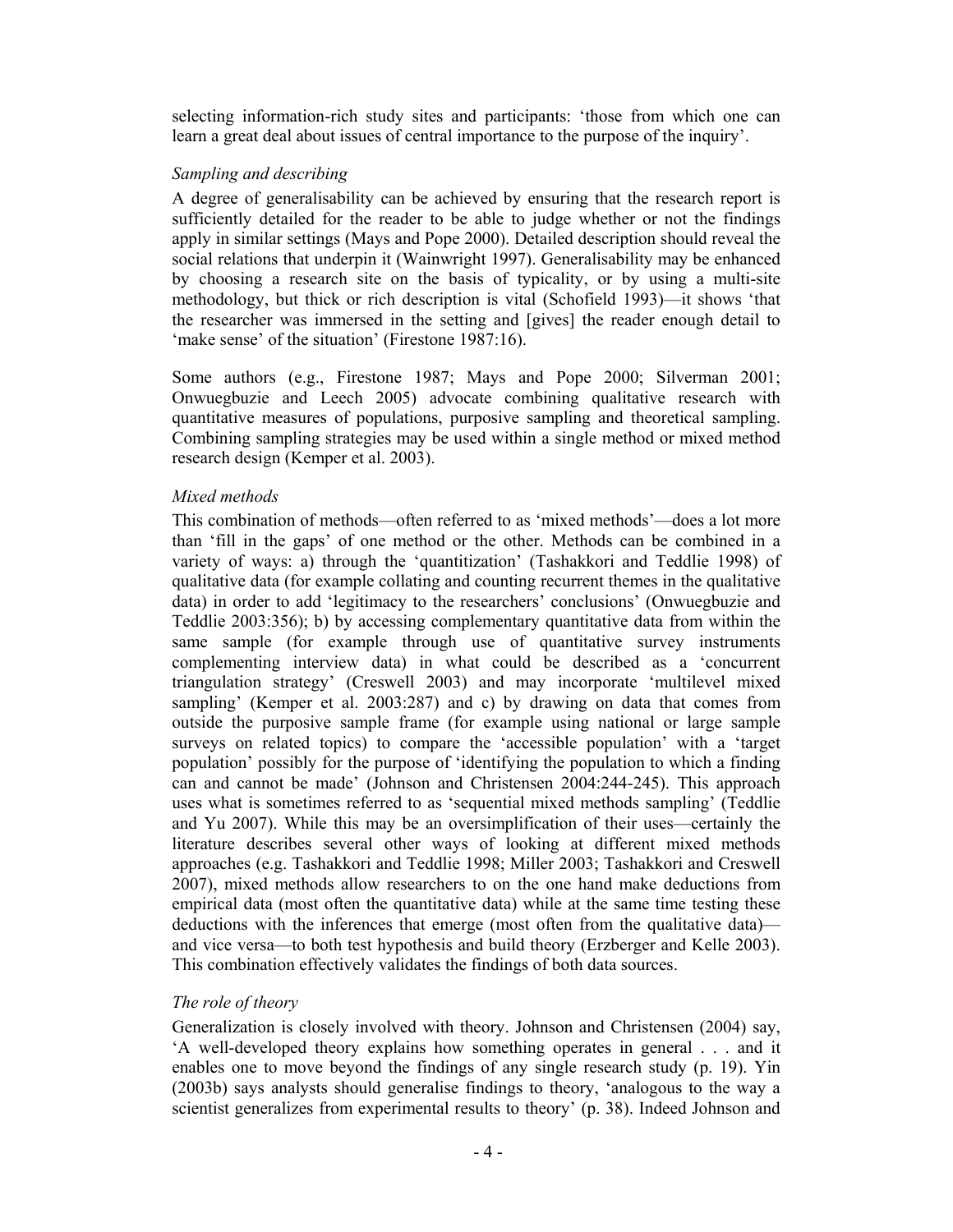selecting information-rich study sites and participants: 'those from which one can learn a great deal about issues of central importance to the purpose of the inquiry'.

### *Sampling and describing*

A degree of generalisability can be achieved by ensuring that the research report is sufficiently detailed for the reader to be able to judge whether or not the findings apply in similar settings (Mays and Pope 2000). Detailed description should reveal the social relations that underpin it (Wainwright 1997). Generalisability may be enhanced by choosing a research site on the basis of typicality, or by using a multi-site methodology, but thick or rich description is vital (Schofield 1993)—it shows 'that the researcher was immersed in the setting and [gives] the reader enough detail to 'make sense' of the situation' (Firestone 1987:16).

Some authors (e.g., Firestone 1987; Mays and Pope 2000; Silverman 2001; Onwuegbuzie and Leech 2005) advocate combining qualitative research with quantitative measures of populations, purposive sampling and theoretical sampling. Combining sampling strategies may be used within a single method or mixed method research design (Kemper et al. 2003).

### *Mixed methods*

This combination of methods—often referred to as 'mixed methods'—does a lot more than 'fill in the gaps' of one method or the other. Methods can be combined in a variety of ways: a) through the 'quantitization' (Tashakkori and Teddlie 1998) of qualitative data (for example collating and counting recurrent themes in the qualitative data) in order to add 'legitimacy to the researchers' conclusions' (Onwuegbuzie and Teddlie 2003:356); b) by accessing complementary quantitative data from within the same sample (for example through use of quantitative survey instruments complementing interview data) in what could be described as a 'concurrent triangulation strategy' (Creswell 2003) and may incorporate 'multilevel mixed sampling' (Kemper et al. 2003:287) and c) by drawing on data that comes from outside the purposive sample frame (for example using national or large sample surveys on related topics) to compare the 'accessible population' with a 'target population' possibly for the purpose of 'identifying the population to which a finding can and cannot be made' (Johnson and Christensen 2004:244-245). This approach uses what is sometimes referred to as 'sequential mixed methods sampling' (Teddlie and Yu 2007). While this may be an oversimplification of their uses—certainly the literature describes several other ways of looking at different mixed methods approaches (e.g. Tashakkori and Teddlie 1998; Miller 2003; Tashakkori and Creswell 2007), mixed methods allow researchers to on the one hand make deductions from empirical data (most often the quantitative data) while at the same time testing these deductions with the inferences that emerge (most often from the qualitative data)—and vice versa—to both test hypothesis and build theory (Erzberger and Kelle 2003). This combination effectively validates the findings of both data sources.

### *The role of theory*

Generalization is closely involved with theory. Johnson and Christensen (2004) say, 'A well-developed theory explains how something operates in general . . . and it enables one to move beyond the findings of any single research study (p. 19). Yin (2003b) says analysts should generalise findings to theory, 'analogous to the way a scientist generalizes from experimental results to theory' (p. 38). Indeed Johnson and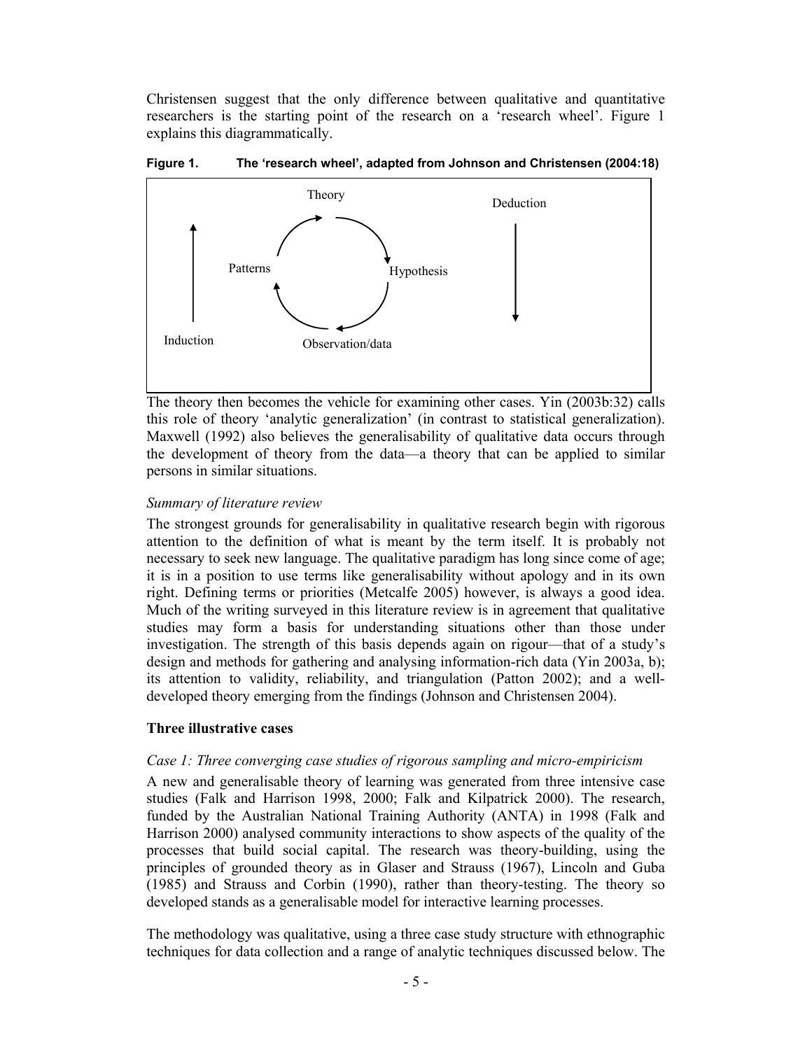Christensen suggest that the only difference between qualitative and quantitative researchers is the starting point of the research on a 'research wheel'. Figure 1 explains this diagrammatically.

**Figure 1. The 'research wheel', adapted from Johnson and Christensen (2004:18)**

Theory → Hypothesis → Observation/data → Patterns → Theory

Induction (upward) — Deduction (downward)

The theory then becomes the vehicle for examining other cases. Yin (2003b:32) calls this role of theory 'analytic generalization' (in contrast to statistical generalization). Maxwell (1992) also believes the generalisability of qualitative data occurs through the development of theory from the data—a theory that can be applied to similar persons in similar situations.

*Summary of literature review*

The strongest grounds for generalisability in qualitative research begin with rigorous attention to the definition of what is meant by the term itself. It is probably not necessary to seek new language. The qualitative paradigm has long since come of age; it is in a position to use terms like generalisability without apology and in its own right. Defining terms or priorities (Metcalfe 2005) however, is always a good idea. Much of the writing surveyed in this literature review is in agreement that qualitative studies may form a basis for understanding situations other than those under investigation. The strength of this basis depends again on rigour—that of a study's design and methods for gathering and analysing information-rich data (Yin 2003a, b); its attention to validity, reliability, and triangulation (Patton 2002); and a well-developed theory emerging from the findings (Johnson and Christensen 2004).

**Three illustrative cases**

*Case 1: Three converging case studies of rigorous sampling and micro-empiricism*

A new and generalisable theory of learning was generated from three intensive case studies (Falk and Harrison 1998, 2000; Falk and Kilpatrick 2000). The research, funded by the Australian National Training Authority (ANTA) in 1998 (Falk and Harrison 2000) analysed community interactions to show aspects of the quality of the processes that build social capital. The research was theory-building, using the principles of grounded theory as in Glaser and Strauss (1967), Lincoln and Guba (1985) and Strauss and Corbin (1990), rather than theory-testing. The theory so developed stands as a generalisable model for interactive learning processes.

The methodology was qualitative, using a three case study structure with ethnographic techniques for data collection and a range of analytic techniques discussed below. The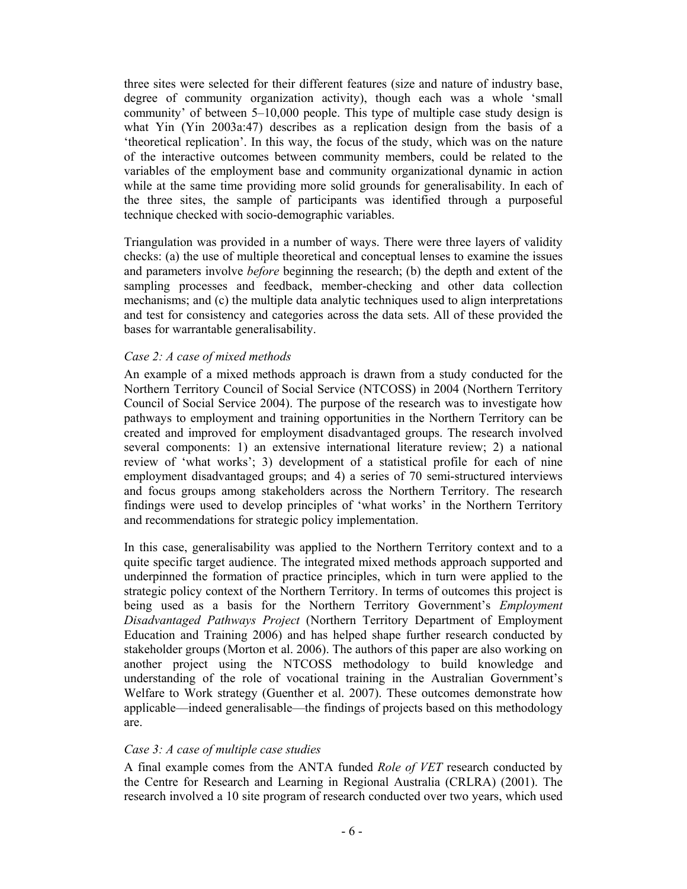three sites were selected for their different features (size and nature of industry base, degree of community organization activity), though each was a whole 'small community' of between 5–10,000 people. This type of multiple case study design is what Yin (Yin 2003a:47) describes as a replication design from the basis of a 'theoretical replication'. In this way, the focus of the study, which was on the nature of the interactive outcomes between community members, could be related to the variables of the employment base and community organizational dynamic in action while at the same time providing more solid grounds for generalisability. In each of the three sites, the sample of participants was identified through a purposeful technique checked with socio-demographic variables.

Triangulation was provided in a number of ways. There were three layers of validity checks: (a) the use of multiple theoretical and conceptual lenses to examine the issues and parameters involve *before* beginning the research; (b) the depth and extent of the sampling processes and feedback, member-checking and other data collection mechanisms; and (c) the multiple data analytic techniques used to align interpretations and test for consistency and categories across the data sets. All of these provided the bases for warrantable generalisability.

*Case 2: A case of mixed methods*

An example of a mixed methods approach is drawn from a study conducted for the Northern Territory Council of Social Service (NTCOSS) in 2004 (Northern Territory Council of Social Service 2004). The purpose of the research was to investigate how pathways to employment and training opportunities in the Northern Territory can be created and improved for employment disadvantaged groups. The research involved several components: 1) an extensive international literature review; 2) a national review of 'what works'; 3) development of a statistical profile for each of nine employment disadvantaged groups; and 4) a series of 70 semi-structured interviews and focus groups among stakeholders across the Northern Territory. The research findings were used to develop principles of 'what works' in the Northern Territory and recommendations for strategic policy implementation.

In this case, generalisability was applied to the Northern Territory context and to a quite specific target audience. The integrated mixed methods approach supported and underpinned the formation of practice principles, which in turn were applied to the strategic policy context of the Northern Territory. In terms of outcomes this project is being used as a basis for the Northern Territory Government's *Employment Disadvantaged Pathways Project* (Northern Territory Department of Employment Education and Training 2006) and has helped shape further research conducted by stakeholder groups (Morton et al. 2006). The authors of this paper are also working on another project using the NTCOSS methodology to build knowledge and understanding of the role of vocational training in the Australian Government's Welfare to Work strategy (Guenther et al. 2007). These outcomes demonstrate how applicable—indeed generalisable—the findings of projects based on this methodology are.

*Case 3: A case of multiple case studies*

A final example comes from the ANTA funded *Role of VET* research conducted by the Centre for Research and Learning in Regional Australia (CRLRA) (2001). The research involved a 10 site program of research conducted over two years, which used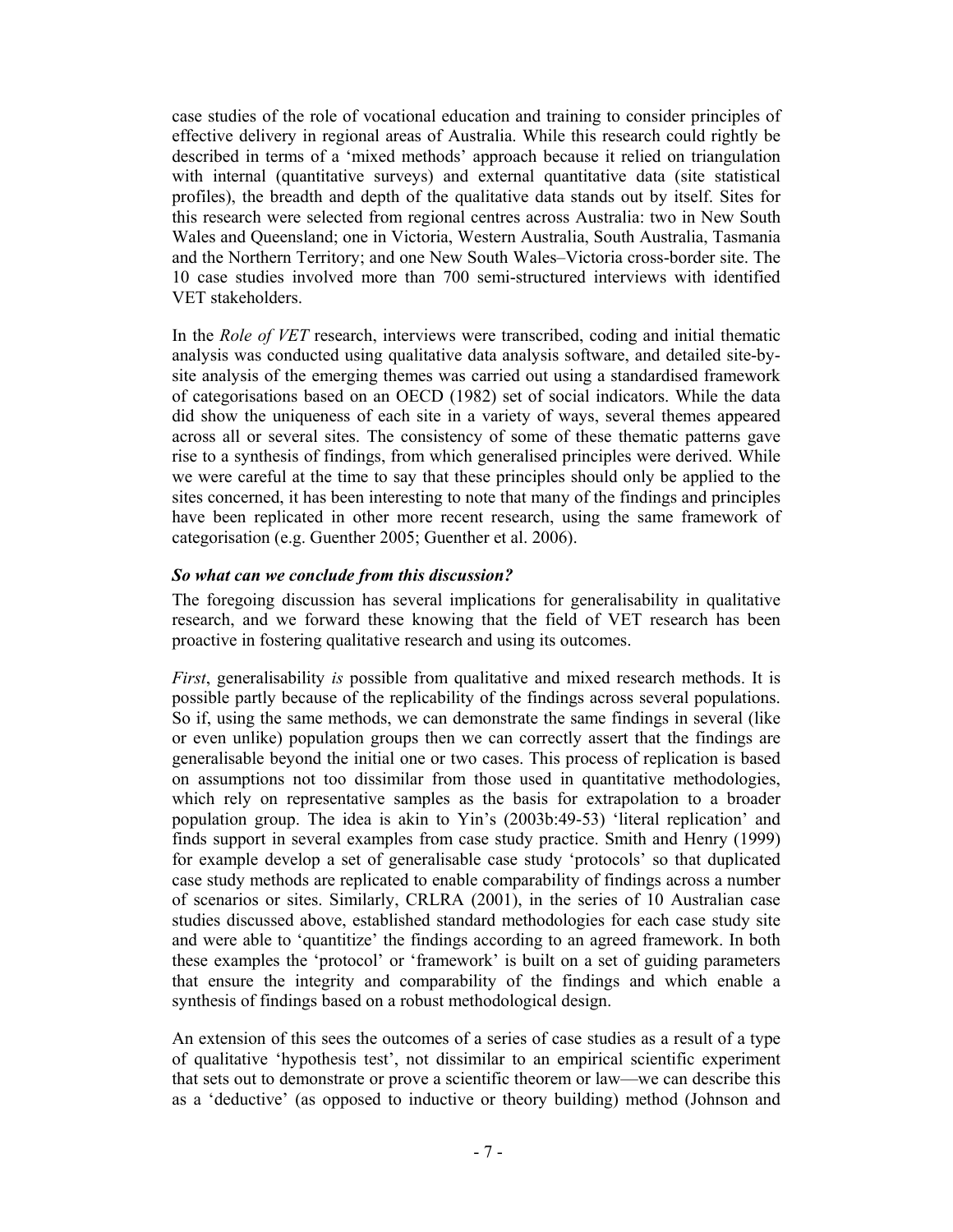case studies of the role of vocational education and training to consider principles of effective delivery in regional areas of Australia. While this research could rightly be described in terms of a 'mixed methods' approach because it relied on triangulation with internal (quantitative surveys) and external quantitative data (site statistical profiles), the breadth and depth of the qualitative data stands out by itself. Sites for this research were selected from regional centres across Australia: two in New South Wales and Queensland; one in Victoria, Western Australia, South Australia, Tasmania and the Northern Territory; and one New South Wales–Victoria cross-border site. The 10 case studies involved more than 700 semi-structured interviews with identified VET stakeholders.

In the *Role of VET* research, interviews were transcribed, coding and initial thematic analysis was conducted using qualitative data analysis software, and detailed site-by-site analysis of the emerging themes was carried out using a standardised framework of categorisations based on an OECD (1982) set of social indicators. While the data did show the uniqueness of each site in a variety of ways, several themes appeared across all or several sites. The consistency of some of these thematic patterns gave rise to a synthesis of findings, from which generalised principles were derived. While we were careful at the time to say that these principles should only be applied to the sites concerned, it has been interesting to note that many of the findings and principles have been replicated in other more recent research, using the same framework of categorisation (e.g. Guenther 2005; Guenther et al. 2006).

### *So what can we conclude from this discussion?*

The foregoing discussion has several implications for generalisability in qualitative research, and we forward these knowing that the field of VET research has been proactive in fostering qualitative research and using its outcomes.

*First*, generalisability *is* possible from qualitative and mixed research methods. It is possible partly because of the replicability of the findings across several populations. So if, using the same methods, we can demonstrate the same findings in several (like or even unlike) population groups then we can correctly assert that the findings are generalisable beyond the initial one or two cases. This process of replication is based on assumptions not too dissimilar from those used in quantitative methodologies, which rely on representative samples as the basis for extrapolation to a broader population group. The idea is akin to Yin's (2003b:49-53) 'literal replication' and finds support in several examples from case study practice. Smith and Henry (1999) for example develop a set of generalisable case study 'protocols' so that duplicated case study methods are replicated to enable comparability of findings across a number of scenarios or sites. Similarly, CRLRA (2001), in the series of 10 Australian case studies discussed above, established standard methodologies for each case study site and were able to 'quantitize' the findings according to an agreed framework. In both these examples the 'protocol' or 'framework' is built on a set of guiding parameters that ensure the integrity and comparability of the findings and which enable a synthesis of findings based on a robust methodological design.

An extension of this sees the outcomes of a series of case studies as a result of a type of qualitative 'hypothesis test', not dissimilar to an empirical scientific experiment that sets out to demonstrate or prove a scientific theorem or law—we can describe this as a 'deductive' (as opposed to inductive or theory building) method (Johnson and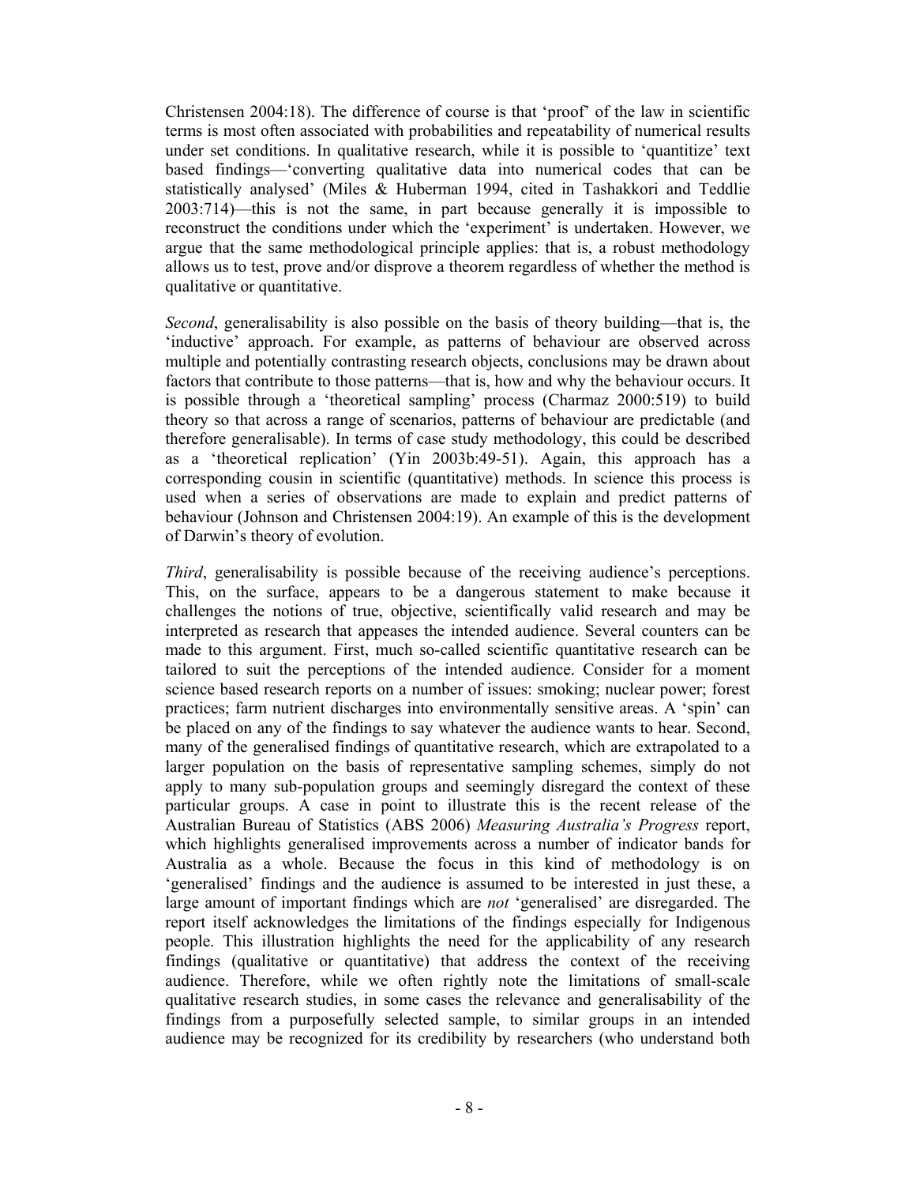Christensen 2004:18). The difference of course is that 'proof' of the law in scientific terms is most often associated with probabilities and repeatability of numerical results under set conditions. In qualitative research, while it is possible to 'quantitize' text based findings—'converting qualitative data into numerical codes that can be statistically analysed' (Miles & Huberman 1994, cited in Tashakkori and Teddlie 2003:714)—this is not the same, in part because generally it is impossible to reconstruct the conditions under which the 'experiment' is undertaken. However, we argue that the same methodological principle applies: that is, a robust methodology allows us to test, prove and/or disprove a theorem regardless of whether the method is qualitative or quantitative.

*Second*, generalisability is also possible on the basis of theory building—that is, the 'inductive' approach. For example, as patterns of behaviour are observed across multiple and potentially contrasting research objects, conclusions may be drawn about factors that contribute to those patterns—that is, how and why the behaviour occurs. It is possible through a 'theoretical sampling' process (Charmaz 2000:519) to build theory so that across a range of scenarios, patterns of behaviour are predictable (and therefore generalisable). In terms of case study methodology, this could be described as a 'theoretical replication' (Yin 2003b:49-51). Again, this approach has a corresponding cousin in scientific (quantitative) methods. In science this process is used when a series of observations are made to explain and predict patterns of behaviour (Johnson and Christensen 2004:19). An example of this is the development of Darwin's theory of evolution.

*Third*, generalisability is possible because of the receiving audience's perceptions. This, on the surface, appears to be a dangerous statement to make because it challenges the notions of true, objective, scientifically valid research and may be interpreted as research that appeases the intended audience. Several counters can be made to this argument. First, much so-called scientific quantitative research can be tailored to suit the perceptions of the intended audience. Consider for a moment science based research reports on a number of issues: smoking; nuclear power; forest practices; farm nutrient discharges into environmentally sensitive areas. A 'spin' can be placed on any of the findings to say whatever the audience wants to hear. Second, many of the generalised findings of quantitative research, which are extrapolated to a larger population on the basis of representative sampling schemes, simply do not apply to many sub-population groups and seemingly disregard the context of these particular groups. A case in point to illustrate this is the recent release of the Australian Bureau of Statistics (ABS 2006) *Measuring Australia's Progress* report, which highlights generalised improvements across a number of indicator bands for Australia as a whole. Because the focus in this kind of methodology is on 'generalised' findings and the audience is assumed to be interested in just these, a large amount of important findings which are *not* 'generalised' are disregarded. The report itself acknowledges the limitations of the findings especially for Indigenous people. This illustration highlights the need for the applicability of any research findings (qualitative or quantitative) that address the context of the receiving audience. Therefore, while we often rightly note the limitations of small-scale qualitative research studies, in some cases the relevance and generalisability of the findings from a purposefully selected sample, to similar groups in an intended audience may be recognized for its credibility by researchers (who understand both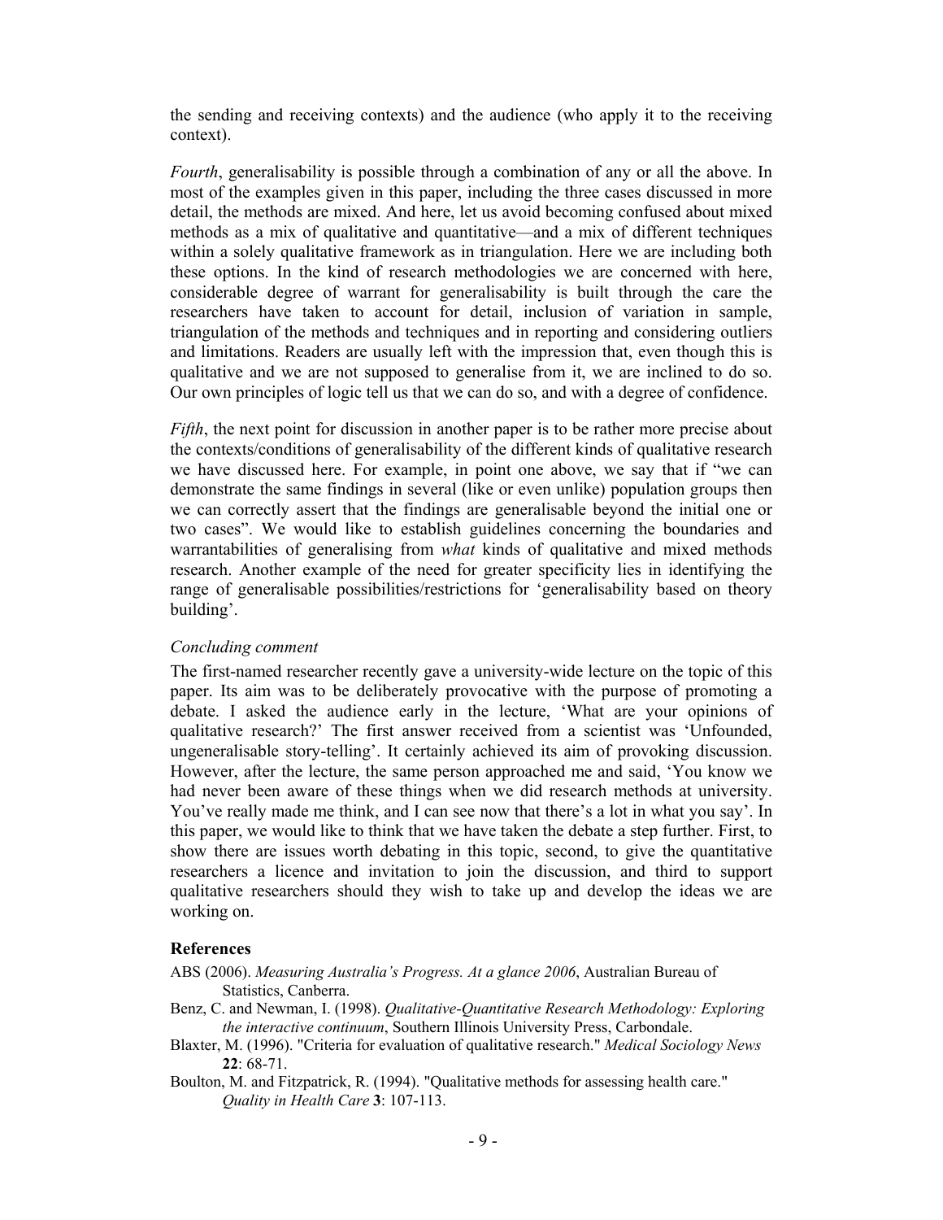the sending and receiving contexts) and the audience (who apply it to the receiving context).

*Fourth*, generalisability is possible through a combination of any or all the above. In most of the examples given in this paper, including the three cases discussed in more detail, the methods are mixed. And here, let us avoid becoming confused about mixed methods as a mix of qualitative and quantitative—and a mix of different techniques within a solely qualitative framework as in triangulation. Here we are including both these options. In the kind of research methodologies we are concerned with here, considerable degree of warrant for generalisability is built through the care the researchers have taken to account for detail, inclusion of variation in sample, triangulation of the methods and techniques and in reporting and considering outliers and limitations. Readers are usually left with the impression that, even though this is qualitative and we are not supposed to generalise from it, we are inclined to do so. Our own principles of logic tell us that we can do so, and with a degree of confidence.

*Fifth*, the next point for discussion in another paper is to be rather more precise about the contexts/conditions of generalisability of the different kinds of qualitative research we have discussed here. For example, in point one above, we say that if "we can demonstrate the same findings in several (like or even unlike) population groups then we can correctly assert that the findings are generalisable beyond the initial one or two cases". We would like to establish guidelines concerning the boundaries and warrantabilities of generalising from *what* kinds of qualitative and mixed methods research. Another example of the need for greater specificity lies in identifying the range of generalisable possibilities/restrictions for 'generalisability based on theory building'.

*Concluding comment*

The first-named researcher recently gave a university-wide lecture on the topic of this paper. Its aim was to be deliberately provocative with the purpose of promoting a debate. I asked the audience early in the lecture, 'What are your opinions of qualitative research?' The first answer received from a scientist was 'Unfounded, ungeneralisable story-telling'. It certainly achieved its aim of provoking discussion. However, after the lecture, the same person approached me and said, 'You know we had never been aware of these things when we did research methods at university. You've really made me think, and I can see now that there's a lot in what you say'. In this paper, we would like to think that we have taken the debate a step further. First, to show there are issues worth debating in this topic, second, to give the quantitative researchers a licence and invitation to join the discussion, and third to support qualitative researchers should they wish to take up and develop the ideas we are working on.

## References

ABS (2006). *Measuring Australia's Progress. At a glance 2006*, Australian Bureau of Statistics, Canberra.

Benz, C. and Newman, I. (1998). *Qualitative-Quantitative Research Methodology: Exploring the interactive continuum*, Southern Illinois University Press, Carbondale.

Blaxter, M. (1996). "Criteria for evaluation of qualitative research." *Medical Sociology News* **22**: 68-71.

Boulton, M. and Fitzpatrick, R. (1994). "Qualitative methods for assessing health care." *Quality in Health Care* **3**: 107-113.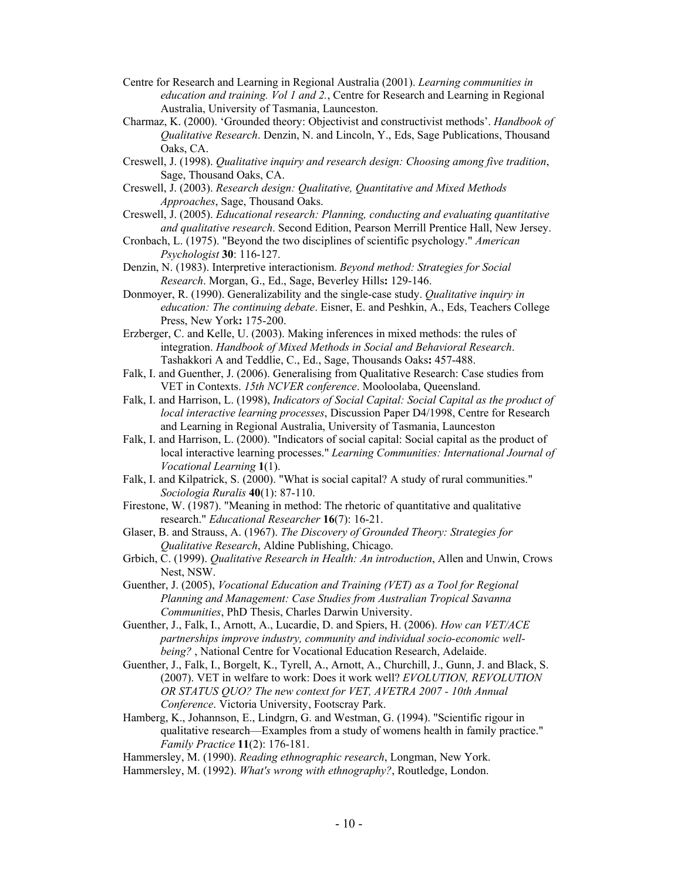Centre for Research and Learning in Regional Australia (2001). *Learning communities in education and training. Vol 1 and 2.*, Centre for Research and Learning in Regional Australia, University of Tasmania, Launceston.

Charmaz, K. (2000). 'Grounded theory: Objectivist and constructivist methods'. *Handbook of Qualitative Research*. Denzin, N. and Lincoln, Y., Eds, Sage Publications, Thousand Oaks, CA.

Creswell, J. (1998). *Qualitative inquiry and research design: Choosing among five tradition*, Sage, Thousand Oaks, CA.

Creswell, J. (2003). *Research design: Qualitative, Quantitative and Mixed Methods Approaches*, Sage, Thousand Oaks.

Creswell, J. (2005). *Educational research: Planning, conducting and evaluating quantitative and qualitative research*. Second Edition, Pearson Merrill Prentice Hall, New Jersey.

Cronbach, L. (1975). "Beyond the two disciplines of scientific psychology." *American Psychologist* **30**: 116-127.

Denzin, N. (1983). Interpretive interactionism. *Beyond method: Strategies for Social Research*. Morgan, G., Ed., Sage, Beverley Hills**:** 129-146.

Donmoyer, R. (1990). Generalizability and the single-case study. *Qualitative inquiry in education: The continuing debate*. Eisner, E. and Peshkin, A., Eds, Teachers College Press, New York**:** 175-200.

Erzberger, C. and Kelle, U. (2003). Making inferences in mixed methods: the rules of integration. *Handbook of Mixed Methods in Social and Behavioral Research*. Tashakkori A and Teddlie, C., Ed., Sage, Thousands Oaks**:** 457-488.

Falk, I. and Guenther, J. (2006). Generalising from Qualitative Research: Case studies from VET in Contexts. *15th NCVER conference*. Mooloolaba, Queensland.

Falk, I. and Harrison, L. (1998), *Indicators of Social Capital: Social Capital as the product of local interactive learning processes*, Discussion Paper D4/1998, Centre for Research and Learning in Regional Australia, University of Tasmania, Launceston

Falk, I. and Harrison, L. (2000). "Indicators of social capital: Social capital as the product of local interactive learning processes." *Learning Communities: International Journal of Vocational Learning* **1**(1).

Falk, I. and Kilpatrick, S. (2000). "What is social capital? A study of rural communities." *Sociologia Ruralis* **40**(1): 87-110.

Firestone, W. (1987). "Meaning in method: The rhetoric of quantitative and qualitative research." *Educational Researcher* **16**(7): 16-21.

Glaser, B. and Strauss, A. (1967). *The Discovery of Grounded Theory: Strategies for Qualitative Research*, Aldine Publishing, Chicago.

Grbich, C. (1999). *Qualitative Research in Health: An introduction*, Allen and Unwin, Crows Nest, NSW.

Guenther, J. (2005), *Vocational Education and Training (VET) as a Tool for Regional Planning and Management: Case Studies from Australian Tropical Savanna Communities*, PhD Thesis, Charles Darwin University.

Guenther, J., Falk, I., Arnott, A., Lucardie, D. and Spiers, H. (2006). *How can VET/ACE partnerships improve industry, community and individual socio-economic well-being?* , National Centre for Vocational Education Research, Adelaide.

Guenther, J., Falk, I., Borgelt, K., Tyrell, A., Arnott, A., Churchill, J., Gunn, J. and Black, S. (2007). VET in welfare to work: Does it work well? *EVOLUTION, REVOLUTION OR STATUS QUO? The new context for VET, AVETRA 2007 - 10th Annual Conference*. Victoria University, Footscray Park.

Hamberg, K., Johannson, E., Lindgrn, G. and Westman, G. (1994). "Scientific rigour in qualitative research—Examples from a study of womens health in family practice." *Family Practice* **11**(2): 176-181.

Hammersley, M. (1990). *Reading ethnographic research*, Longman, New York.

Hammersley, M. (1992). *What's wrong with ethnography?*, Routledge, London.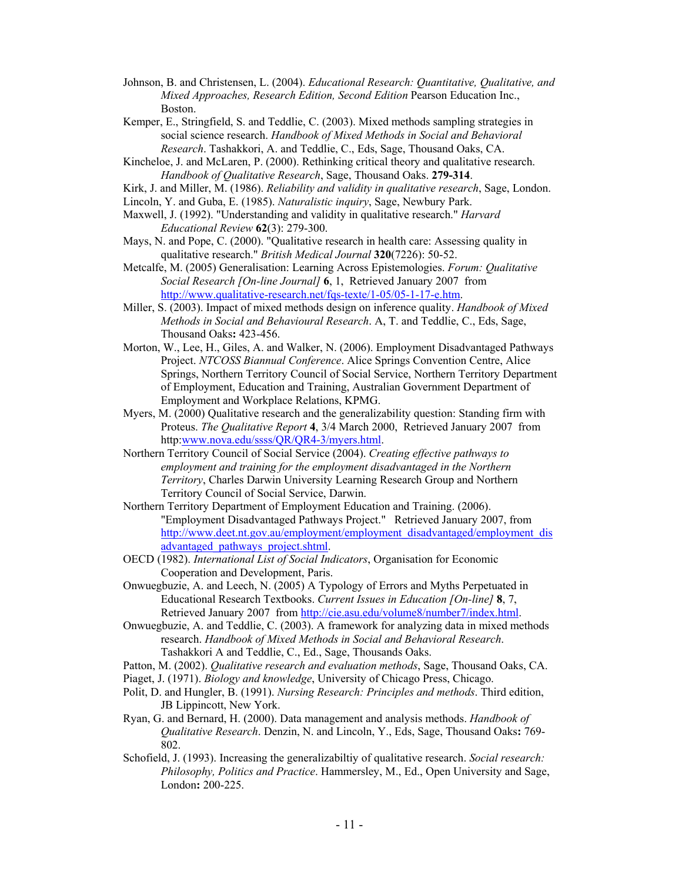Johnson, B. and Christensen, L. (2004). *Educational Research: Quantitative, Qualitative, and Mixed Approaches, Research Edition, Second Edition* Pearson Education Inc., Boston.

Kemper, E., Stringfield, S. and Teddlie, C. (2003). Mixed methods sampling strategies in social science research. *Handbook of Mixed Methods in Social and Behavioral Research*. Tashakkori, A. and Teddlie, C., Eds, Sage, Thousand Oaks, CA.

Kincheloe, J. and McLaren, P. (2000). Rethinking critical theory and qualitative research. *Handbook of Qualitative Research*, Sage, Thousand Oaks. **279-314**.

Kirk, J. and Miller, M. (1986). *Reliability and validity in qualitative research*, Sage, London.

Lincoln, Y. and Guba, E. (1985). *Naturalistic inquiry*, Sage, Newbury Park.

Maxwell, J. (1992). "Understanding and validity in qualitative research." *Harvard Educational Review* **62**(3): 279-300.

Mays, N. and Pope, C. (2000). "Qualitative research in health care: Assessing quality in qualitative research." *British Medical Journal* **320**(7226): 50-52.

Metcalfe, M. (2005) Generalisation: Learning Across Epistemologies. *Forum: Qualitative Social Research [On-line Journal]* **6**, 1, Retrieved January 2007 from http://www.qualitative-research.net/fqs-texte/1-05/05-1-17-e.htm.

Miller, S. (2003). Impact of mixed methods design on inference quality. *Handbook of Mixed Methods in Social and Behavioural Research*. A, T. and Teddlie, C., Eds, Sage, Thousand Oaks**:** 423-456.

Morton, W., Lee, H., Giles, A. and Walker, N. (2006). Employment Disadvantaged Pathways Project. *NTCOSS Biannual Conference*. Alice Springs Convention Centre, Alice Springs, Northern Territory Council of Social Service, Northern Territory Department of Employment, Education and Training, Australian Government Department of Employment and Workplace Relations, KPMG.

Myers, M. (2000) Qualitative research and the generalizability question: Standing firm with Proteus. *The Qualitative Report* **4**, 3/4 March 2000, Retrieved January 2007 from http:www.nova.edu/ssss/QR/QR4-3/myers.html.

Northern Territory Council of Social Service (2004). *Creating effective pathways to employment and training for the employment disadvantaged in the Northern Territory*, Charles Darwin University Learning Research Group and Northern Territory Council of Social Service, Darwin.

Northern Territory Department of Employment Education and Training. (2006). "Employment Disadvantaged Pathways Project." Retrieved January 2007, from http://www.deet.nt.gov.au/employment/employment_disadvantaged/employment_disadvantaged_pathways_project.shtml.

OECD (1982). *International List of Social Indicators*, Organisation for Economic Cooperation and Development, Paris.

Onwuegbuzie, A. and Leech, N. (2005) A Typology of Errors and Myths Perpetuated in Educational Research Textbooks. *Current Issues in Education [On-line]* **8**, 7, Retrieved January 2007 from http://cie.asu.edu/volume8/number7/index.html.

Onwuegbuzie, A. and Teddlie, C. (2003). A framework for analyzing data in mixed methods research. *Handbook of Mixed Methods in Social and Behavioral Research*. Tashakkori A and Teddlie, C., Ed., Sage, Thousands Oaks.

Patton, M. (2002). *Qualitative research and evaluation methods*, Sage, Thousand Oaks, CA.

Piaget, J. (1971). *Biology and knowledge*, University of Chicago Press, Chicago.

Polit, D. and Hungler, B. (1991). *Nursing Research: Principles and methods*. Third edition, JB Lippincott, New York.

Ryan, G. and Bernard, H. (2000). Data management and analysis methods. *Handbook of Qualitative Research*. Denzin, N. and Lincoln, Y., Eds, Sage, Thousand Oaks**:** 769-802.

Schofield, J. (1993). Increasing the generalizabiltiy of qualitative research. *Social research: Philosophy, Politics and Practice*. Hammersley, M., Ed., Open University and Sage, London**:** 200-225.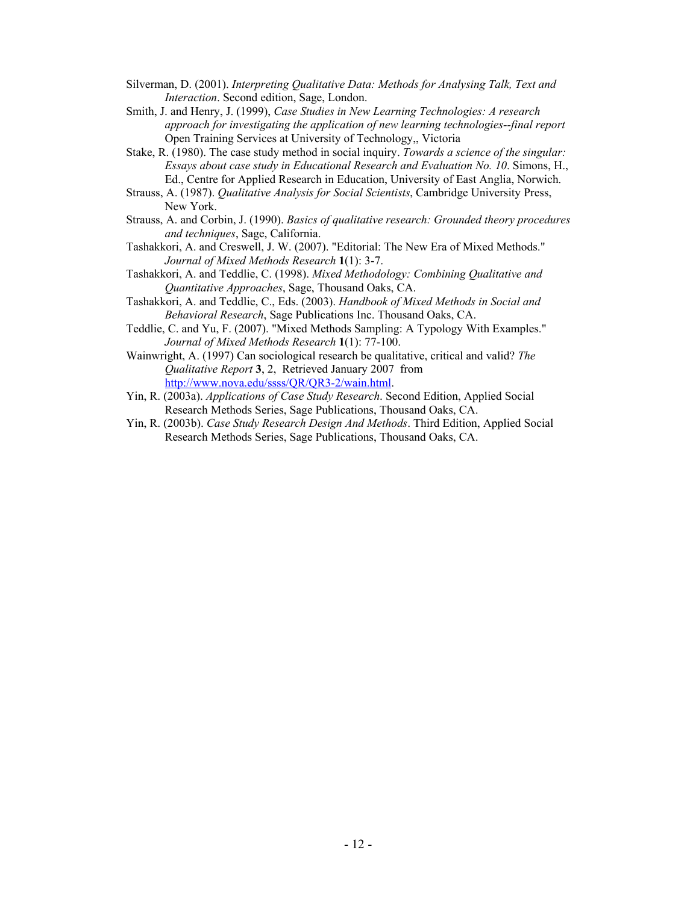Silverman, D. (2001). *Interpreting Qualitative Data: Methods for Analysing Talk, Text and Interaction*. Second edition, Sage, London.

Smith, J. and Henry, J. (1999), *Case Studies in New Learning Technologies: A research approach for investigating the application of new learning technologies--final report* Open Training Services at University of Technology,, Victoria

Stake, R. (1980). The case study method in social inquiry. *Towards a science of the singular: Essays about case study in Educational Research and Evaluation No. 10*. Simons, H., Ed., Centre for Applied Research in Education, University of East Anglia, Norwich.

Strauss, A. (1987). *Qualitative Analysis for Social Scientists*, Cambridge University Press, New York.

Strauss, A. and Corbin, J. (1990). *Basics of qualitative research: Grounded theory procedures and techniques*, Sage, California.

Tashakkori, A. and Creswell, J. W. (2007). "Editorial: The New Era of Mixed Methods." *Journal of Mixed Methods Research* **1**(1): 3-7.

Tashakkori, A. and Teddlie, C. (1998). *Mixed Methodology: Combining Qualitative and Quantitative Approaches*, Sage, Thousand Oaks, CA.

Tashakkori, A. and Teddlie, C., Eds. (2003). *Handbook of Mixed Methods in Social and Behavioral Research*, Sage Publications Inc. Thousand Oaks, CA.

Teddlie, C. and Yu, F. (2007). "Mixed Methods Sampling: A Typology With Examples." *Journal of Mixed Methods Research* **1**(1): 77-100.

Wainwright, A. (1997) Can sociological research be qualitative, critical and valid? *The Qualitative Report* **3**, 2, Retrieved January 2007 from http://www.nova.edu/ssss/QR/QR3-2/wain.html.

Yin, R. (2003a). *Applications of Case Study Research*. Second Edition, Applied Social Research Methods Series, Sage Publications, Thousand Oaks, CA.

Yin, R. (2003b). *Case Study Research Design And Methods*. Third Edition, Applied Social Research Methods Series, Sage Publications, Thousand Oaks, CA.